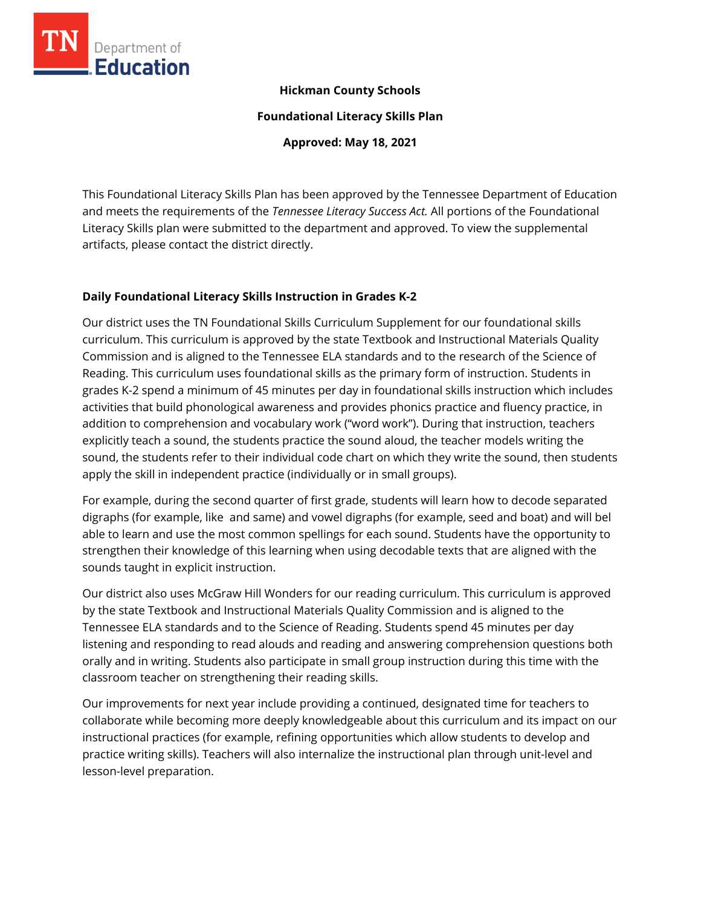**Hickman County Schools**

**Foundational Literacy Skills Plan**

**Approved: May 18, 2021**

This Foundational Literacy Skills Plan has been approved by the Tennessee Department of Education and meets the requirements of the *Tennessee Literacy Success Act.* All portions of the Foundational Literacy Skills plan were submitted to the department and approved. To view the supplemental artifacts, please contact the district directly.

## Daily Foundational Literacy Skills Instruction in Grades K-2

Our district uses the TN Foundational Skills Curriculum Supplement for our foundational skills curriculum. This curriculum is approved by the state Textbook and Instructional Materials Quality Commission and is aligned to the Tennessee ELA standards and to the research of the Science of Reading. This curriculum uses foundational skills as the primary form of instruction. Students in grades K-2 spend a minimum of 45 minutes per day in foundational skills instruction which includes activities that build phonological awareness and provides phonics practice and fluency practice, in addition to comprehension and vocabulary work ("word work"). During that instruction, teachers explicitly teach a sound, the students practice the sound aloud, the teacher models writing the sound, the students refer to their individual code chart on which they write the sound, then students apply the skill in independent practice (individually or in small groups).

For example, during the second quarter of first grade, students will learn how to decode separated digraphs (for example, like and same) and vowel digraphs (for example, seed and boat) and will bel able to learn and use the most common spellings for each sound. Students have the opportunity to strengthen their knowledge of this learning when using decodable texts that are aligned with the sounds taught in explicit instruction.

Our district also uses McGraw Hill Wonders for our reading curriculum. This curriculum is approved by the state Textbook and Instructional Materials Quality Commission and is aligned to the Tennessee ELA standards and to the Science of Reading. Students spend 45 minutes per day listening and responding to read alouds and reading and answering comprehension questions both orally and in writing. Students also participate in small group instruction during this time with the classroom teacher on strengthening their reading skills.

Our improvements for next year include providing a continued, designated time for teachers to collaborate while becoming more deeply knowledgeable about this curriculum and its impact on our instructional practices (for example, refining opportunities which allow students to develop and practice writing skills). Teachers will also internalize the instructional plan through unit-level and lesson-level preparation.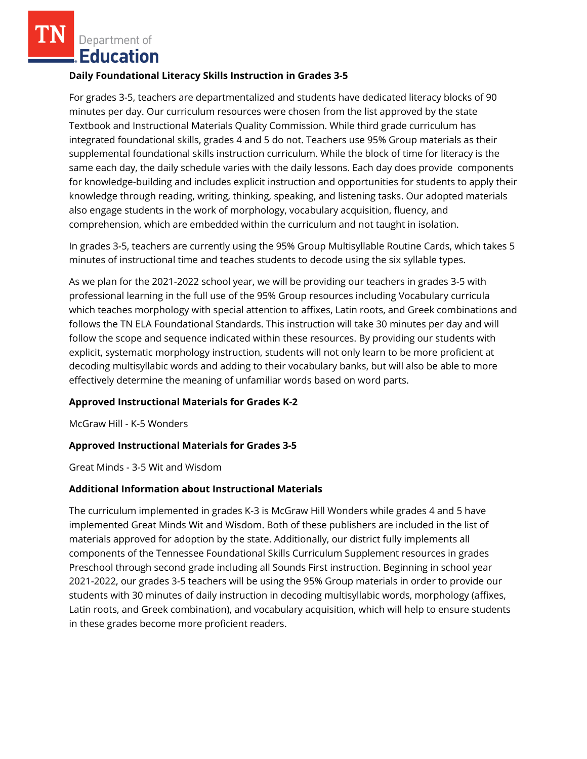**Daily Foundational Literacy Skills Instruction in Grades 3-5**

For grades 3-5, teachers are departmentalized and students have dedicated literacy blocks of 90 minutes per day. Our curriculum resources were chosen from the list approved by the state Textbook and Instructional Materials Quality Commission. While third grade curriculum has integrated foundational skills, grades 4 and 5 do not. Teachers use 95% Group materials as their supplemental foundational skills instruction curriculum. While the block of time for literacy is the same each day, the daily schedule varies with the daily lessons. Each day does provide components for knowledge-building and includes explicit instruction and opportunities for students to apply their knowledge through reading, writing, thinking, speaking, and listening tasks. Our adopted materials also engage students in the work of morphology, vocabulary acquisition, fluency, and comprehension, which are embedded within the curriculum and not taught in isolation.

In grades 3-5, teachers are currently using the 95% Group Multisyllable Routine Cards, which takes 5 minutes of instructional time and teaches students to decode using the six syllable types.

As we plan for the 2021-2022 school year, we will be providing our teachers in grades 3-5 with professional learning in the full use of the 95% Group resources including Vocabulary curricula which teaches morphology with special attention to affixes, Latin roots, and Greek combinations and follows the TN ELA Foundational Standards. This instruction will take 30 minutes per day and will follow the scope and sequence indicated within these resources. By providing our students with explicit, systematic morphology instruction, students will not only learn to be more proficient at decoding multisyllabic words and adding to their vocabulary banks, but will also be able to more effectively determine the meaning of unfamiliar words based on word parts.

**Approved Instructional Materials for Grades K-2**

McGraw Hill - K-5 Wonders

**Approved Instructional Materials for Grades 3-5**

Great Minds - 3-5 Wit and Wisdom

**Additional Information about Instructional Materials**

The curriculum implemented in grades K-3 is McGraw Hill Wonders while grades 4 and 5 have implemented Great Minds Wit and Wisdom. Both of these publishers are included in the list of materials approved for adoption by the state. Additionally, our district fully implements all components of the Tennessee Foundational Skills Curriculum Supplement resources in grades Preschool through second grade including all Sounds First instruction. Beginning in school year 2021-2022, our grades 3-5 teachers will be using the 95% Group materials in order to provide our students with 30 minutes of daily instruction in decoding multisyllabic words, morphology (affixes, Latin roots, and Greek combination), and vocabulary acquisition, which will help to ensure students in these grades become more proficient readers.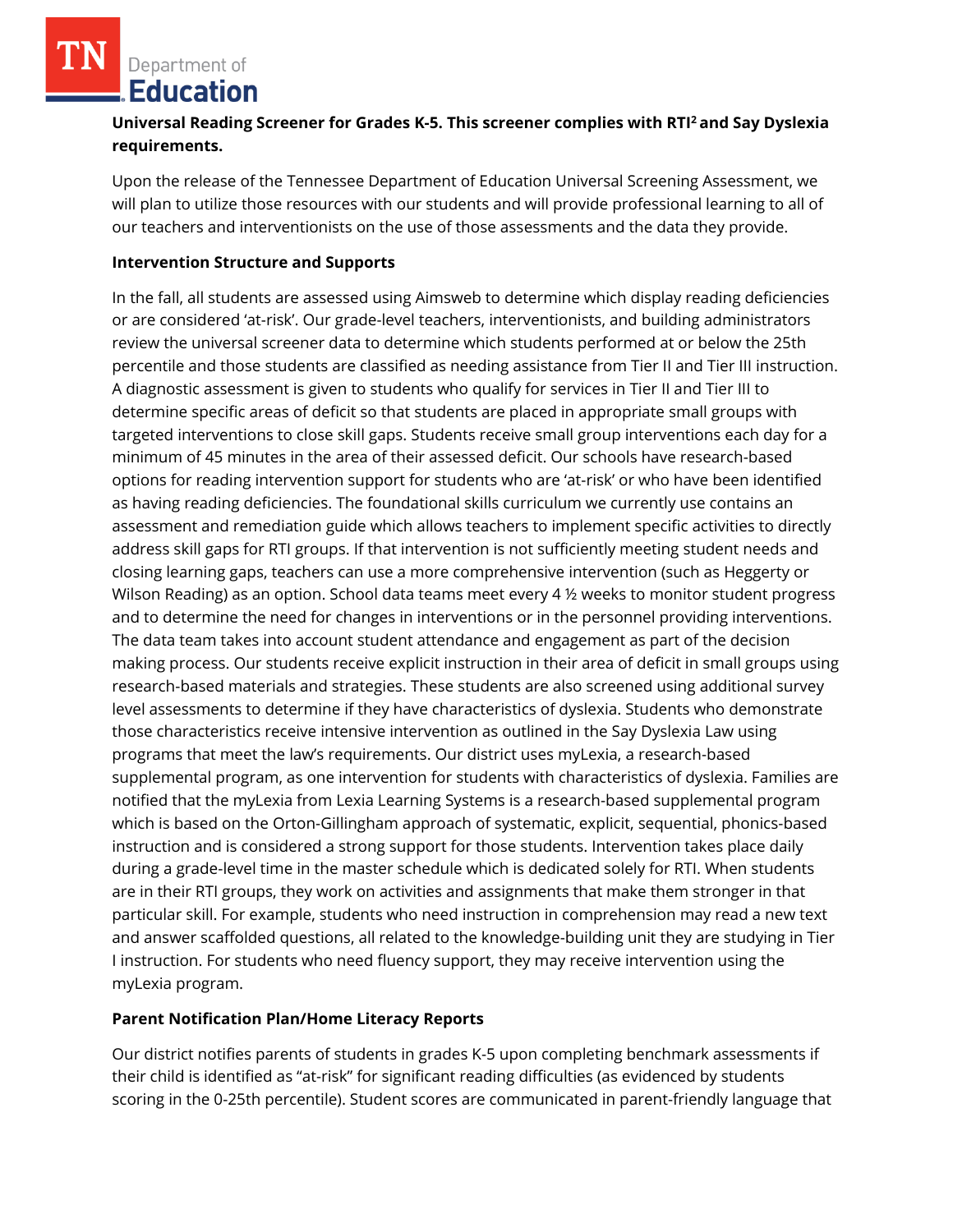**Universal Reading Screener for Grades K-5. This screener complies with RTI[2] and Say Dyslexia requirements.**

Upon the release of the Tennessee Department of Education Universal Screening Assessment, we will plan to utilize those resources with our students and will provide professional learning to all of our teachers and interventionists on the use of those assessments and the data they provide.

**Intervention Structure and Supports**

In the fall, all students are assessed using Aimsweb to determine which display reading deficiencies or are considered 'at-risk'. Our grade-level teachers, interventionists, and building administrators review the universal screener data to determine which students performed at or below the 25th percentile and those students are classified as needing assistance from Tier II and Tier III instruction. A diagnostic assessment is given to students who qualify for services in Tier II and Tier III to determine specific areas of deficit so that students are placed in appropriate small groups with targeted interventions to close skill gaps. Students receive small group interventions each day for a minimum of 45 minutes in the area of their assessed deficit. Our schools have research-based options for reading intervention support for students who are 'at-risk' or who have been identified as having reading deficiencies. The foundational skills curriculum we currently use contains an assessment and remediation guide which allows teachers to implement specific activities to directly address skill gaps for RTI groups. If that intervention is not sufficiently meeting student needs and closing learning gaps, teachers can use a more comprehensive intervention (such as Heggerty or Wilson Reading) as an option. School data teams meet every 4 ½ weeks to monitor student progress and to determine the need for changes in interventions or in the personnel providing interventions. The data team takes into account student attendance and engagement as part of the decision making process. Our students receive explicit instruction in their area of deficit in small groups using research-based materials and strategies. These students are also screened using additional survey level assessments to determine if they have characteristics of dyslexia. Students who demonstrate those characteristics receive intensive intervention as outlined in the Say Dyslexia Law using programs that meet the law's requirements. Our district uses myLexia, a research-based supplemental program, as one intervention for students with characteristics of dyslexia. Families are notified that the myLexia from Lexia Learning Systems is a research-based supplemental program which is based on the Orton-Gillingham approach of systematic, explicit, sequential, phonics-based instruction and is considered a strong support for those students. Intervention takes place daily during a grade-level time in the master schedule which is dedicated solely for RTI. When students are in their RTI groups, they work on activities and assignments that make them stronger in that particular skill. For example, students who need instruction in comprehension may read a new text and answer scaffolded questions, all related to the knowledge-building unit they are studying in Tier I instruction. For students who need fluency support, they may receive intervention using the myLexia program.

**Parent Notification Plan/Home Literacy Reports**

Our district notifies parents of students in grades K-5 upon completing benchmark assessments if their child is identified as "at-risk" for significant reading difficulties (as evidenced by students scoring in the 0-25th percentile). Student scores are communicated in parent-friendly language that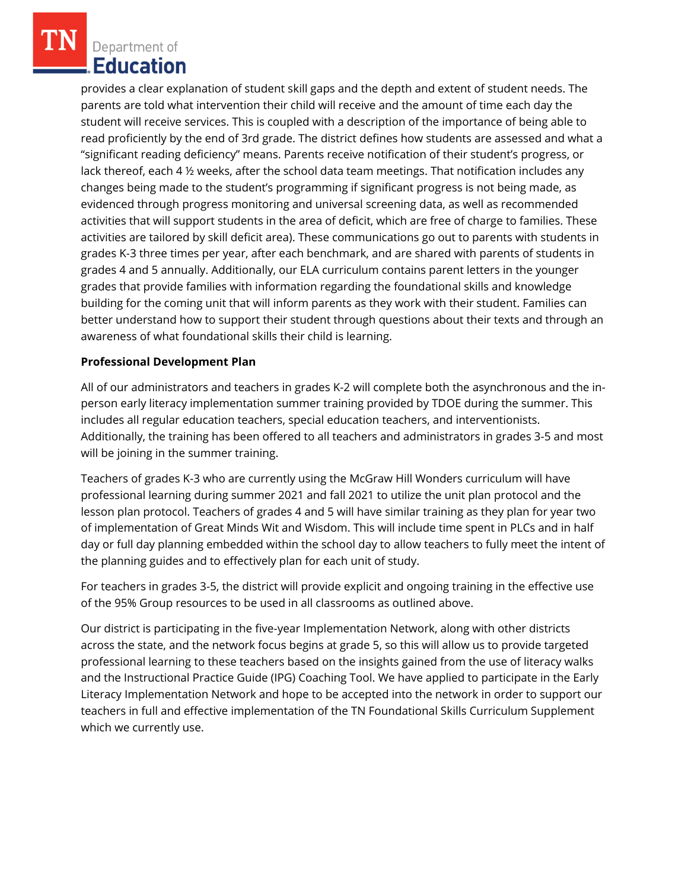provides a clear explanation of student skill gaps and the depth and extent of student needs. The parents are told what intervention their child will receive and the amount of time each day the student will receive services. This is coupled with a description of the importance of being able to read proficiently by the end of 3rd grade. The district defines how students are assessed and what a "significant reading deficiency" means. Parents receive notification of their student's progress, or lack thereof, each 4 ½ weeks, after the school data team meetings. That notification includes any changes being made to the student's programming if significant progress is not being made, as evidenced through progress monitoring and universal screening data, as well as recommended activities that will support students in the area of deficit, which are free of charge to families. These activities are tailored by skill deficit area). These communications go out to parents with students in grades K-3 three times per year, after each benchmark, and are shared with parents of students in grades 4 and 5 annually. Additionally, our ELA curriculum contains parent letters in the younger grades that provide families with information regarding the foundational skills and knowledge building for the coming unit that will inform parents as they work with their student. Families can better understand how to support their student through questions about their texts and through an awareness of what foundational skills their child is learning.

**Professional Development Plan**

All of our administrators and teachers in grades K-2 will complete both the asynchronous and the in-person early literacy implementation summer training provided by TDOE during the summer. This includes all regular education teachers, special education teachers, and interventionists. Additionally, the training has been offered to all teachers and administrators in grades 3-5 and most will be joining in the summer training.

Teachers of grades K-3 who are currently using the McGraw Hill Wonders curriculum will have professional learning during summer 2021 and fall 2021 to utilize the unit plan protocol and the lesson plan protocol. Teachers of grades 4 and 5 will have similar training as they plan for year two of implementation of Great Minds Wit and Wisdom. This will include time spent in PLCs and in half day or full day planning embedded within the school day to allow teachers to fully meet the intent of the planning guides and to effectively plan for each unit of study.

For teachers in grades 3-5, the district will provide explicit and ongoing training in the effective use of the 95% Group resources to be used in all classrooms as outlined above.

Our district is participating in the five-year Implementation Network, along with other districts across the state, and the network focus begins at grade 5, so this will allow us to provide targeted professional learning to these teachers based on the insights gained from the use of literacy walks and the Instructional Practice Guide (IPG) Coaching Tool. We have applied to participate in the Early Literacy Implementation Network and hope to be accepted into the network in order to support our teachers in full and effective implementation of the TN Foundational Skills Curriculum Supplement which we currently use.